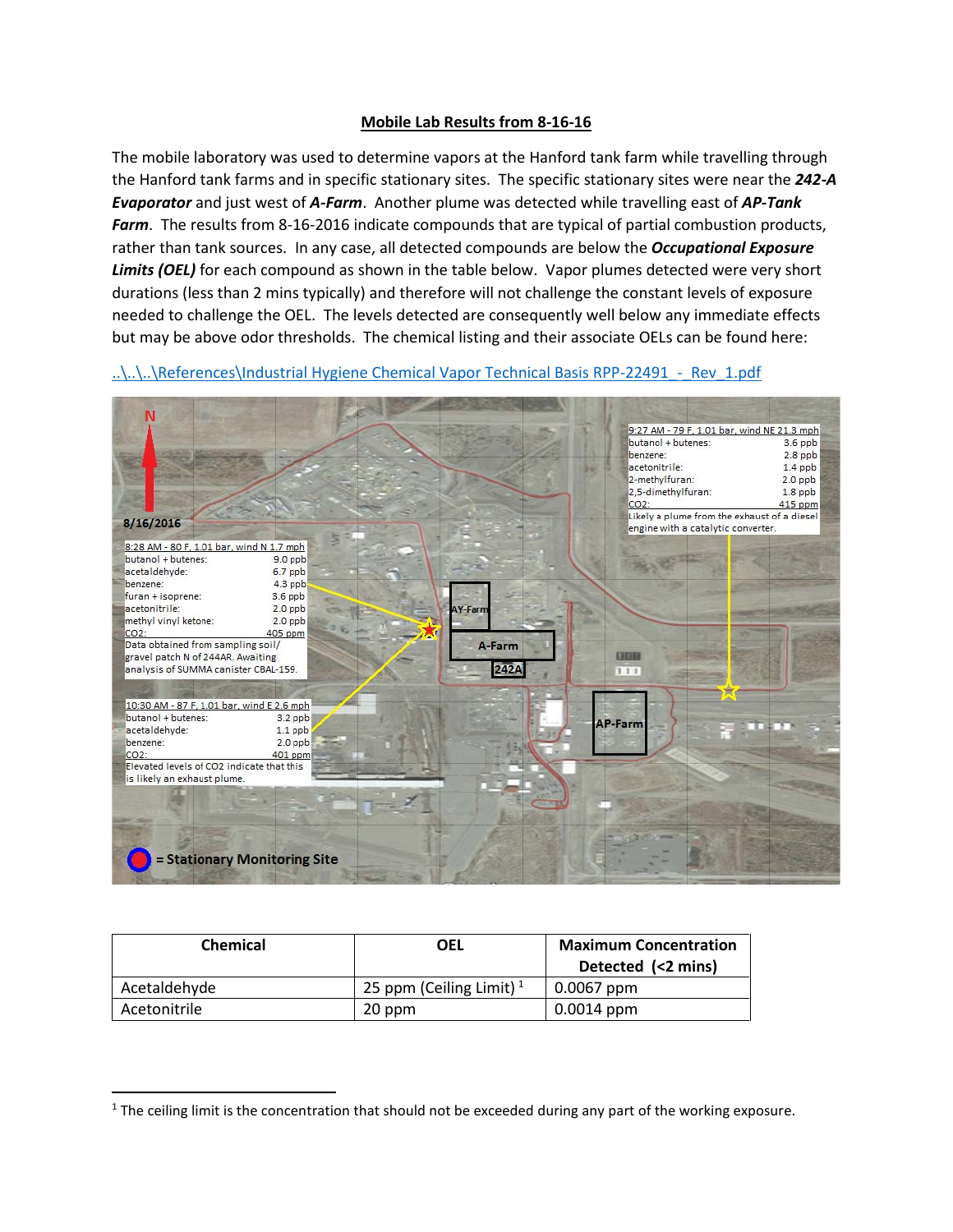## Mobile Lab Results from 8-16-16

The mobile laboratory was used to determine vapors at the Hanford tank farm while travelling through the Hanford tank farms and in specific stationary sites. The specific stationary sites were near the ***242-A Evaporator*** and just west of ***A-Farm***. Another plume was detected while travelling east of ***AP-Tank Farm***. The results from 8-16-2016 indicate compounds that are typical of partial combustion products, rather than tank sources. In any case, all detected compounds are below the ***Occupational Exposure Limits (OEL)*** for each compound as shown in the table below. Vapor plumes detected were very short durations (less than 2 mins typically) and therefore will not challenge the constant levels of exposure needed to challenge the OEL. The levels detected are consequently well below any immediate effects but may be above odor thresholds. The chemical listing and their associate OELs can be found here:

..\..\..\References\Industrial Hygiene Chemical Vapor Technical Basis RPP-22491_-_Rev_1.pdf

N

8/16/2016

8:28 AM - 80 F, 1.01 bar, wind N 1.7 mph

| | |
|---|---|
| butanol + butenes: | 9.0 ppb |
| acetaldehyde: | 6.7 ppb |
| benzene: | 4.3 ppb |
| furan + isoprene: | 3.6 ppb |
| acetonitrile: | 2.0 ppb |
| methyl vinyl ketone: | 2.0 ppb |
| $CO_2$: | 405 ppm |

Data obtained from sampling soil/ gravel patch N of 244AR. Awaiting analysis of SUMMA canister CBAL-159.

10:30 AM - 87 F, 1.01 bar, wind E 2.6 mph

| | |
|---|---|
| butanol + butenes: | 3.2 ppb |
| acetaldehyde: | 1.1 ppb |
| benzene: | 2.0 ppb |
| $CO_2$: | 401 ppm |

Elevated levels of CO2 indicate that this is likely an exhaust plume.

9:27 AM - 79 F, 1.01 bar, wind NE 21.3 mph

| | |
|---|---|
| butanol + butenes: | 3.6 ppb |
| benzene: | 2.8 ppb |
| acetonitrile: | 1.4 ppb |
| 2-methylfuran: | 2.0 ppb |
| 2,5-dimethylfuran: | 1.8 ppb |
| $CO_2$: | 415 ppm |

Likely a plume from the exhaust of a diesel engine with a catalytic converter.

AY-Farm

A-Farm

242A

AP-Farm

= Stationary Monitoring Site

| Chemical | OEL | Maximum Concentration Detected (<2 mins) |
|---|---|---|
| Acetaldehyde | 25 ppm (Ceiling Limit) [1] | 0.0067 ppm |
| Acetonitrile | 20 ppm | 0.0014 ppm |

[1] The ceiling limit is the concentration that should not be exceeded during any part of the working exposure.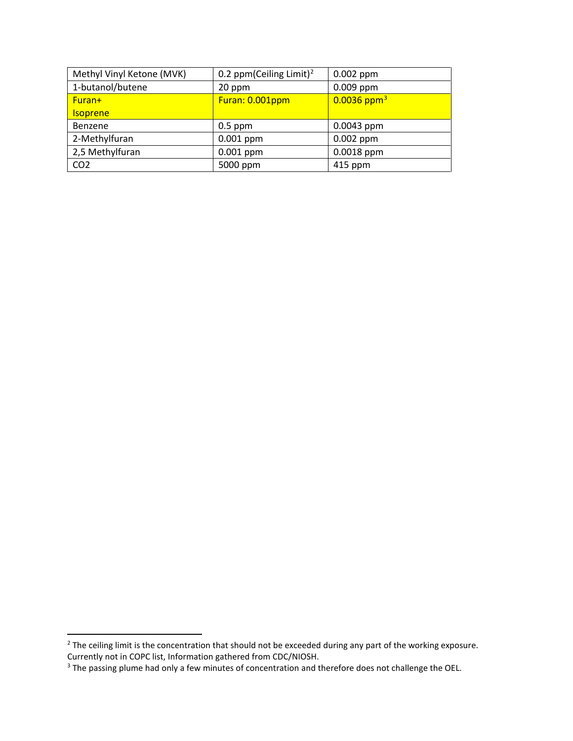| | | |
|---|---|---|
| Methyl Vinyl Ketone (MVK) | 0.2 ppm(Ceiling Limit)[2] | 0.002 ppm |
| 1-butanol/butene | 20 ppm | 0.009 ppm |
| Furan+ Isoprene | Furan: 0.001ppm | 0.0036 ppm[3] |
| Benzene | 0.5 ppm | 0.0043 ppm |
| 2-Methylfuran | 0.001 ppm | 0.002 ppm |
| 2,5 Methylfuran | 0.001 ppm | 0.0018 ppm |
| $CO_2$ | 5000 ppm | 415 ppm |

[2] The ceiling limit is the concentration that should not be exceeded during any part of the working exposure. Currently not in COPC list, Information gathered from CDC/NIOSH.

[3] The passing plume had only a few minutes of concentration and therefore does not challenge the OEL.